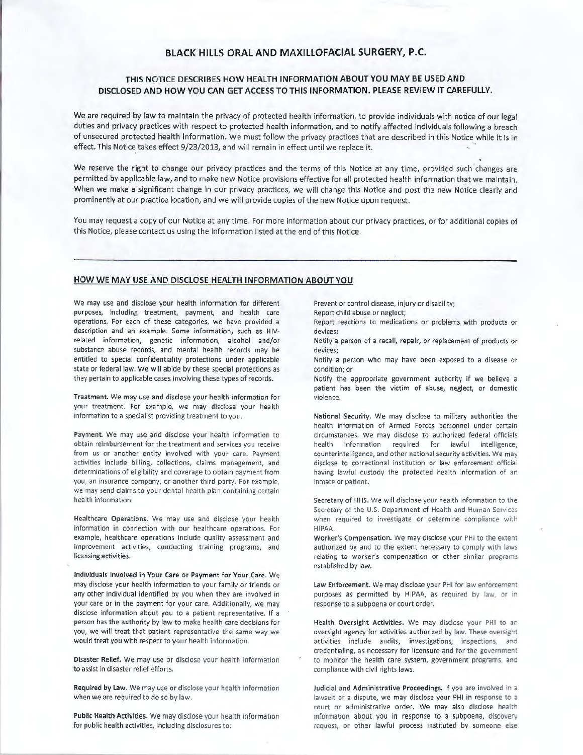# BLACK HILLS ORAL AND MAXILLOFACIAL SURGERY, P.C.

## THIS NOTICE DESCRIBES HOW HEALTH INFORMATION ABOUT YOU MAY BE USED AND DISCLOSED AND HOW YOU CAN GET ACCESS TO THIS INFORMATION. PLEASE REVIEW IT CAREFULLY.

We are required by law to maintain the privacy of protected health information, to provide individuals with notice of our legal duties and privacy practices with respect to protected health information, and to notify affected individuals following a breach of unsecured protected health information. We must follow the privacy practices that are described in this Notice while it is in effect. This Notice takes effect 9/23/2013, and will remain in effect until we replace it.

We reserve the right to change our privacy practices and the terms of this Notice at any time, provided such changes are permitted by applicable law, and to make new Notice provisions effective for all protected health information that we maintain. When we make a significant change in our privacy practices, we will change this Notice and post the new Notice clearly and prominently at our practice location, and we will provide copies of the new Notice upon request.

You may request a copy of our Notice at any time. For more information about our privacy practices, or for additional copies of this Notice, please contact us using the information listed at the end of this Notice.

---

## HOW WE MAY USE AND DISCLOSE HEALTH INFORMATION ABOUT YOU

We may use and disclose your health information for different purposes, including treatment, payment, and health care operations. For each of these categories, we have provided a description and an example. Some information, such as HIV-related information, genetic information, alcohol and/or substance abuse records, and mental health records may be entitled to special confidentiality protections under applicable state or federal law. We will abide by these special protections as they pertain to applicable cases involving these types of records.

**Treatment.** We may use and disclose your health information for your treatment. For example, we may disclose your health information to a specialist providing treatment to you.

**Payment.** We may use and disclose your health information to obtain reimbursement for the treatment and services you receive from us or another entity involved with your care. Payment activities include billing, collections, claims management, and determinations of eligibility and coverage to obtain payment from you, an insurance company, or another third party. For example, we may send claims to your dental health plan containing certain health information.

**Healthcare Operations.** We may use and disclose your health information in connection with our healthcare operations. For example, healthcare operations include quality assessment and improvement activities, conducting training programs, and licensing activities.

**Individuals Involved in Your Care or Payment for Your Care.** We may disclose your health information to your family or friends or any other individual identified by you when they are involved in your care or in the payment for your care. Additionally, we may disclose information about you to a patient representative. If a person has the authority by law to make health care decisions for you, we will treat that patient representative the same way we would treat you with respect to your health information.

**Disaster Relief.** We may use or disclose your health information to assist in disaster relief efforts.

**Required by Law.** We may use or disclose your health information when we are required to do so by law.

**Public Health Activities.** We may disclose your health information for public health activities, including disclosures to:

Prevent or control disease, injury or disability;
Report child abuse or neglect;
Report reactions to medications or problems with products or devices;
Notify a person of a recall, repair, or replacement of products or devices;
Notify a person who may have been exposed to a disease or condition; or
Notify the appropriate government authority if we believe a patient has been the victim of abuse, neglect, or domestic violence.

**National Security.** We may disclose to military authorities the health information of Armed Forces personnel under certain circumstances. We may disclose to authorized federal officials health information required for lawful intelligence, counterintelligence, and other national security activities. We may disclose to correctional institution or law enforcement official having lawful custody the protected health information of an inmate or patient.

**Secretary of HHS.** We will disclose your health information to the Secretary of the U.S. Department of Health and Human Services when required to investigate or determine compliance with HIPAA.

**Worker's Compensation.** We may disclose your PHI to the extent authorized by and to the extent necessary to comply with laws relating to worker's compensation or other similar programs established by law.

**Law Enforcement.** We may disclose your PHI for law enforcement purposes as permitted by HIPAA, as required by law, or in response to a subpoena or court order.

**Health Oversight Activities.** We may disclose your PHI to an oversight agency for activities authorized by law. These oversight activities include audits, investigations, inspections, and credentialing, as necessary for licensure and for the government to monitor the health care system, government programs, and compliance with civil rights laws.

**Judicial and Administrative Proceedings.** If you are involved in a lawsuit or a dispute, we may disclose your PHI in response to a court or administrative order. We may also disclose health information about you in response to a subpoena, discovery request, or other lawful process instituted by someone else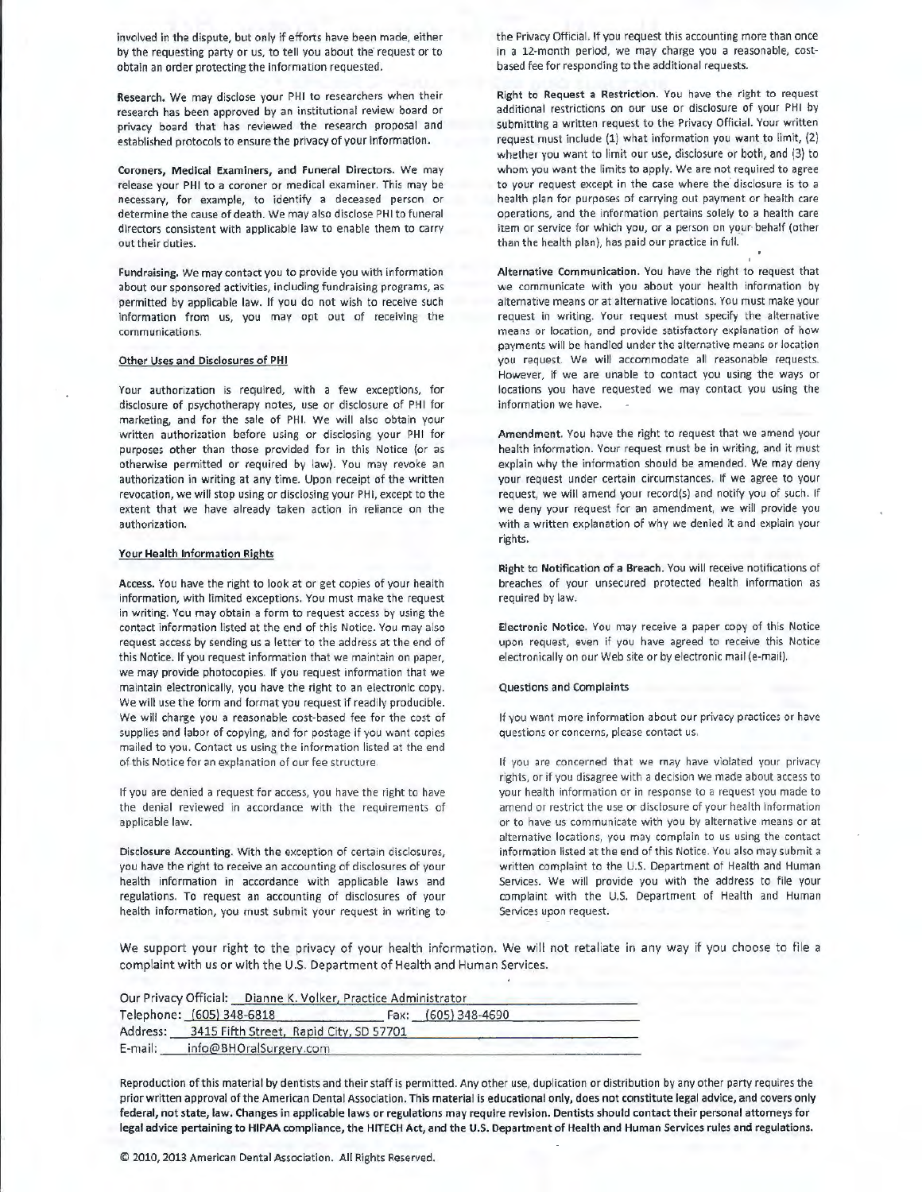involved in the dispute, but only if efforts have been made, either by the requesting party or us, to tell you about the request or to obtain an order protecting the information requested.

**Research.** We may disclose your PHI to researchers when their research has been approved by an institutional review board or privacy board that has reviewed the research proposal and established protocols to ensure the privacy of your information.

**Coroners, Medical Examiners, and Funeral Directors.** We may release your PHI to a coroner or medical examiner. This may be necessary, for example, to identify a deceased person or determine the cause of death. We may also disclose PHI to funeral directors consistent with applicable law to enable them to carry out their duties.

**Fundraising.** We may contact you to provide you with information about our sponsored activities, including fundraising programs, as permitted by applicable law. If you do not wish to receive such information from us, you may opt out of receiving the communications.

### Other Uses and Disclosures of PHI

Your authorization is required, with a few exceptions, for disclosure of psychotherapy notes, use or disclosure of PHI for marketing, and for the sale of PHI. We will also obtain your written authorization before using or disclosing your PHI for purposes other than those provided for in this Notice (or as otherwise permitted or required by law). You may revoke an authorization in writing at any time. Upon receipt of the written revocation, we will stop using or disclosing your PHI, except to the extent that we have already taken action in reliance on the authorization.

### Your Health Information Rights

**Access.** You have the right to look at or get copies of your health information, with limited exceptions. You must make the request in writing. You may obtain a form to request access by using the contact information listed at the end of this Notice. You may also request access by sending us a letter to the address at the end of this Notice. If you request information that we maintain on paper, we may provide photocopies. If you request information that we maintain electronically, you have the right to an electronic copy. We will use the form and format you request if readily producible. We will charge you a reasonable cost-based fee for the cost of supplies and labor of copying, and for postage if you want copies mailed to you. Contact us using the information listed at the end of this Notice for an explanation of our fee structure.

If you are denied a request for access, you have the right to have the denial reviewed in accordance with the requirements of applicable law.

**Disclosure Accounting.** With the exception of certain disclosures, you have the right to receive an accounting of disclosures of your health information in accordance with applicable laws and regulations. To request an accounting of disclosures of your health information, you must submit your request in writing to the Privacy Official. If you request this accounting more than once in a 12-month period, we may charge you a reasonable, cost-based fee for responding to the additional requests.

**Right to Request a Restriction.** You have the right to request additional restrictions on our use or disclosure of your PHI by submitting a written request to the Privacy Official. Your written request must include (1) what information you want to limit, (2) whether you want to limit our use, disclosure or both, and (3) to whom you want the limits to apply. We are not required to agree to your request except in the case where the disclosure is to a health plan for purposes of carrying out payment or health care operations, and the information pertains solely to a health care item or service for which you, or a person on your behalf (other than the health plan), has paid our practice in full.

**Alternative Communication.** You have the right to request that we communicate with you about your health information by alternative means or at alternative locations. You must make your request in writing. Your request must specify the alternative means or location, and provide satisfactory explanation of how payments will be handled under the alternative means or location you request. We will accommodate all reasonable requests. However, if we are unable to contact you using the ways or locations you have requested we may contact you using the information we have.

**Amendment.** You have the right to request that we amend your health information. Your request must be in writing, and it must explain why the information should be amended. We may deny your request under certain circumstances. If we agree to your request, we will amend your record(s) and notify you of such. If we deny your request for an amendment, we will provide you with a written explanation of why we denied it and explain your rights.

**Right to Notification of a Breach.** You will receive notifications of breaches of your unsecured protected health information as required by law.

**Electronic Notice.** You may receive a paper copy of this Notice upon request, even if you have agreed to receive this Notice electronically on our Web site or by electronic mail (e-mail).

### Questions and Complaints

If you want more information about our privacy practices or have questions or concerns, please contact us.

If you are concerned that we may have violated your privacy rights, or if you disagree with a decision we made about access to your health information or in response to a request you made to amend or restrict the use or disclosure of your health information or to have us communicate with you by alternative means or at alternative locations, you may complain to us using the contact information listed at the end of this Notice. You also may submit a written complaint to the U.S. Department of Health and Human Services. We will provide you with the address to file your complaint with the U.S. Department of Health and Human Services upon request.

We support your right to the privacy of your health information. We will not retaliate in any way if you choose to file a complaint with us or with the U.S. Department of Health and Human Services.

Our Privacy Official: Dianne K. Volker, Practice Administrator
Telephone: (605) 348-6818 Fax: (605) 348-4690
Address: 3415 Fifth Street, Rapid City, SD 57701
E-mail: info@BHOralSurgery.com

**Reproduction of this material by dentists and their staff is permitted. Any other use, duplication or distribution by any other party requires the prior written approval of the American Dental Association. This material is educational only, does not constitute legal advice, and covers only federal, not state, law. Changes in applicable laws or regulations may require revision. Dentists should contact their personal attorneys for legal advice pertaining to HIPAA compliance, the HITECH Act, and the U.S. Department of Health and Human Services rules and regulations.**

© 2010, 2013 American Dental Association. All Rights Reserved.